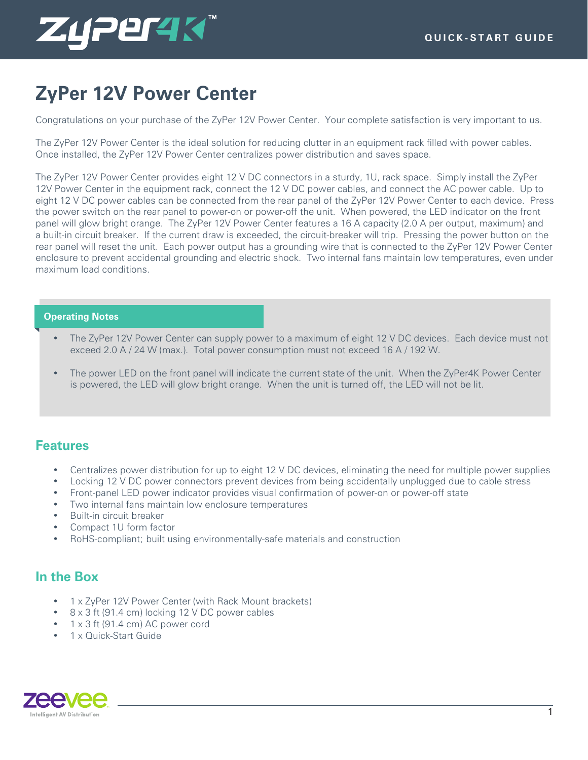# ZyPer 12V Power Center

Congratulations on your purchase of the ZyPer 12V Power Center. Your complete satisfaction is very important to us.

The ZyPer 12V Power Center is the ideal solution for reducing clutter in an equipment rack filled with power cables. Once installed, the ZyPer 12V Power Center centralizes power distribution and saves space.

The ZyPer 12V Power Center provides eight 12 V DC connectors in a sturdy, 1U, rack space. Simply install the ZyPer 12V Power Center in the equipment rack, connect the 12 V DC power cables, and connect the AC power cable. Up to eight 12 V DC power cables can be connected from the rear panel of the ZyPer 12V Power Center to each device. Press the power switch on the rear panel to power-on or power-off the unit. When powered, the LED indicator on the front panel will glow bright orange. The ZyPer 12V Power Center features a 16 A capacity (2.0 A per output, maximum) and a built-in circuit breaker. If the current draw is exceeded, the circuit-breaker will trip. Pressing the power button on the rear panel will reset the unit. Each power output has a grounding wire that is connected to the ZyPer 12V Power Center enclosure to prevent accidental grounding and electric shock. Two internal fans maintain low temperatures, even under maximum load conditions.

**Operating Notes**

- The ZyPer 12V Power Center can supply power to a maximum of eight 12 V DC devices. Each device must not exceed 2.0 A / 24 W (max.). Total power consumption must not exceed 16 A / 192 W.

- The power LED on the front panel will indicate the current state of the unit. When the ZyPer4K Power Center is powered, the LED will glow bright orange. When the unit is turned off, the LED will not be lit.

## Features

- Centralizes power distribution for up to eight 12 V DC devices, eliminating the need for multiple power supplies
- Locking 12 V DC power connectors prevent devices from being accidentally unplugged due to cable stress
- Front-panel LED power indicator provides visual confirmation of power-on or power-off state
- Two internal fans maintain low enclosure temperatures
- Built-in circuit breaker
- Compact 1U form factor
- RoHS-compliant; built using environmentally-safe materials and construction

## In the Box

- 1 x ZyPer 12V Power Center (with Rack Mount brackets)
- 8 x 3 ft (91.4 cm) locking 12 V DC power cables
- 1 x 3 ft (91.4 cm) AC power cord
- 1 x Quick-Start Guide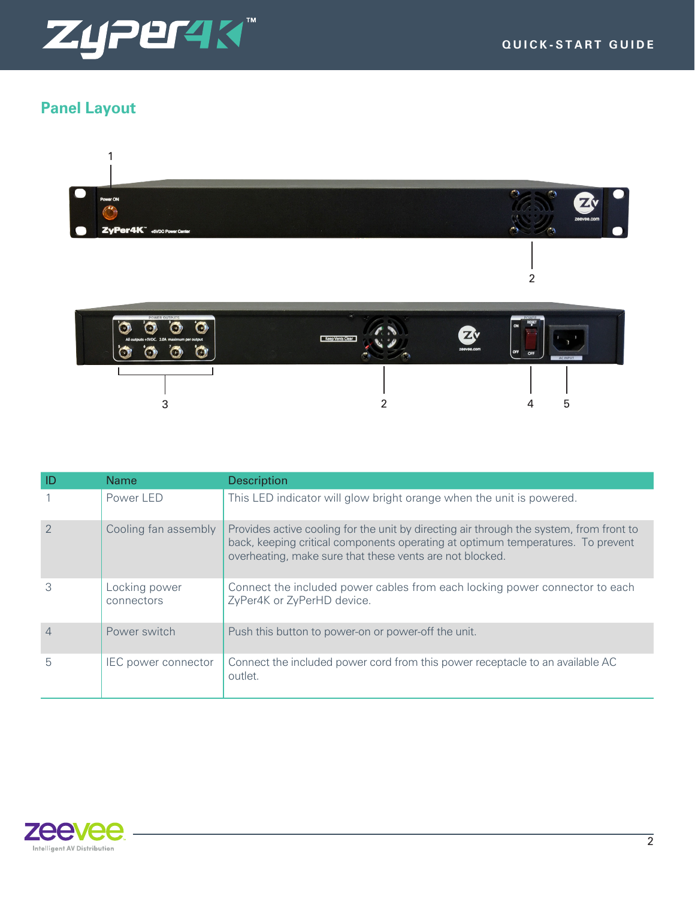## Panel Layout

| ID | Name | Description |
|---|---|---|
| 1 | Power LED | This LED indicator will glow bright orange when the unit is powered. |
| 2 | Cooling fan assembly | Provides active cooling for the unit by directing air through the system, from front to back, keeping critical components operating at optimum temperatures. To prevent overheating, make sure that these vents are not blocked. |
| 3 | Locking power connectors | Connect the included power cables from each locking power connector to each ZyPer4K or ZyPerHD device. |
| 4 | Power switch | Push this button to power-on or power-off the unit. |
| 5 | IEC power connector | Connect the included power cord from this power receptacle to an available AC outlet. |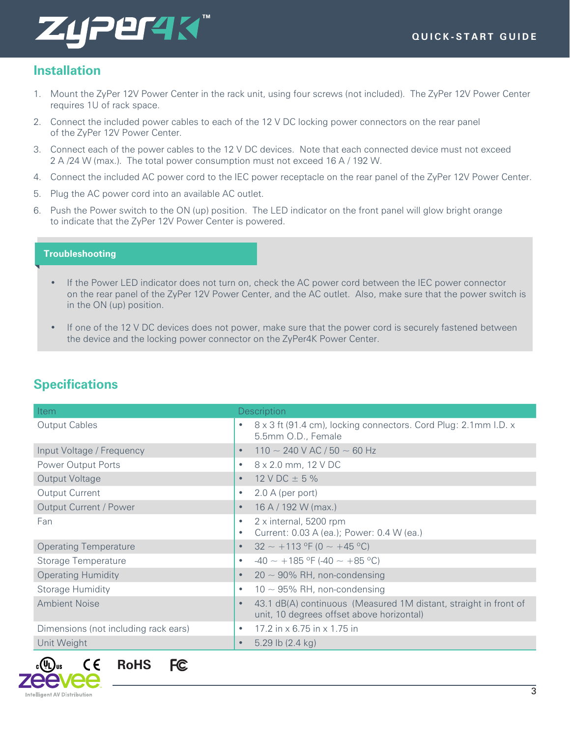## Installation

1. Mount the ZyPer 12V Power Center in the rack unit, using four screws (not included). The ZyPer 12V Power Center requires 1U of rack space.
2. Connect the included power cables to each of the 12 V DC locking power connectors on the rear panel of the ZyPer 12V Power Center.
3. Connect each of the power cables to the 12 V DC devices. Note that each connected device must not exceed 2 A /24 W (max.). The total power consumption must not exceed 16 A / 192 W.
4. Connect the included AC power cord to the IEC power receptacle on the rear panel of the ZyPer 12V Power Center.
5. Plug the AC power cord into an available AC outlet.
6. Push the Power switch to the ON (up) position. The LED indicator on the front panel will glow bright orange to indicate that the ZyPer 12V Power Center is powered.

**Troubleshooting**

- If the Power LED indicator does not turn on, check the AC power cord between the IEC power connector on the rear panel of the ZyPer 12V Power Center, and the AC outlet. Also, make sure that the power switch is in the ON (up) position.
- If one of the 12 V DC devices does not power, make sure that the power cord is securely fastened between the device and the locking power connector on the ZyPer4K Power Center.

## Specifications

| Item | Description |
|---|---|
| Output Cables | • 8 x 3 ft (91.4 cm), locking connectors. Cord Plug: 2.1mm I.D. x 5.5mm O.D., Female |
| Input Voltage / Frequency | • 110 ~ 240 V AC / 50 ~ 60 Hz |
| Power Output Ports | • 8 x 2.0 mm, 12 V DC |
| Output Voltage | • 12 V DC ± 5 % |
| Output Current | • 2.0 A (per port) |
| Output Current / Power | • 16 A / 192 W (max.) |
| Fan | • 2 x internal, 5200 rpm<br>• Current: 0.03 A (ea.); Power: 0.4 W (ea.) |
| Operating Temperature | • 32 ~ +113 ºF (0 ~ +45 ºC) |
| Storage Temperature | • -40 ~ +185 ºF (-40 ~ +85 ºC) |
| Operating Humidity | • 20 ~ 90% RH, non-condensing |
| Storage Humidity | • 10 ~ 95% RH, non-condensing |
| Ambient Noise | • 43.1 dB(A) continuous (Measured 1M distant, straight in front of unit, 10 degrees offset above horizontal) |
| Dimensions (not including rack ears) | • 17.2 in x 6.75 in x 1.75 in |
| Unit Weight | • 5.29 lb (2.4 kg) |

RoHS